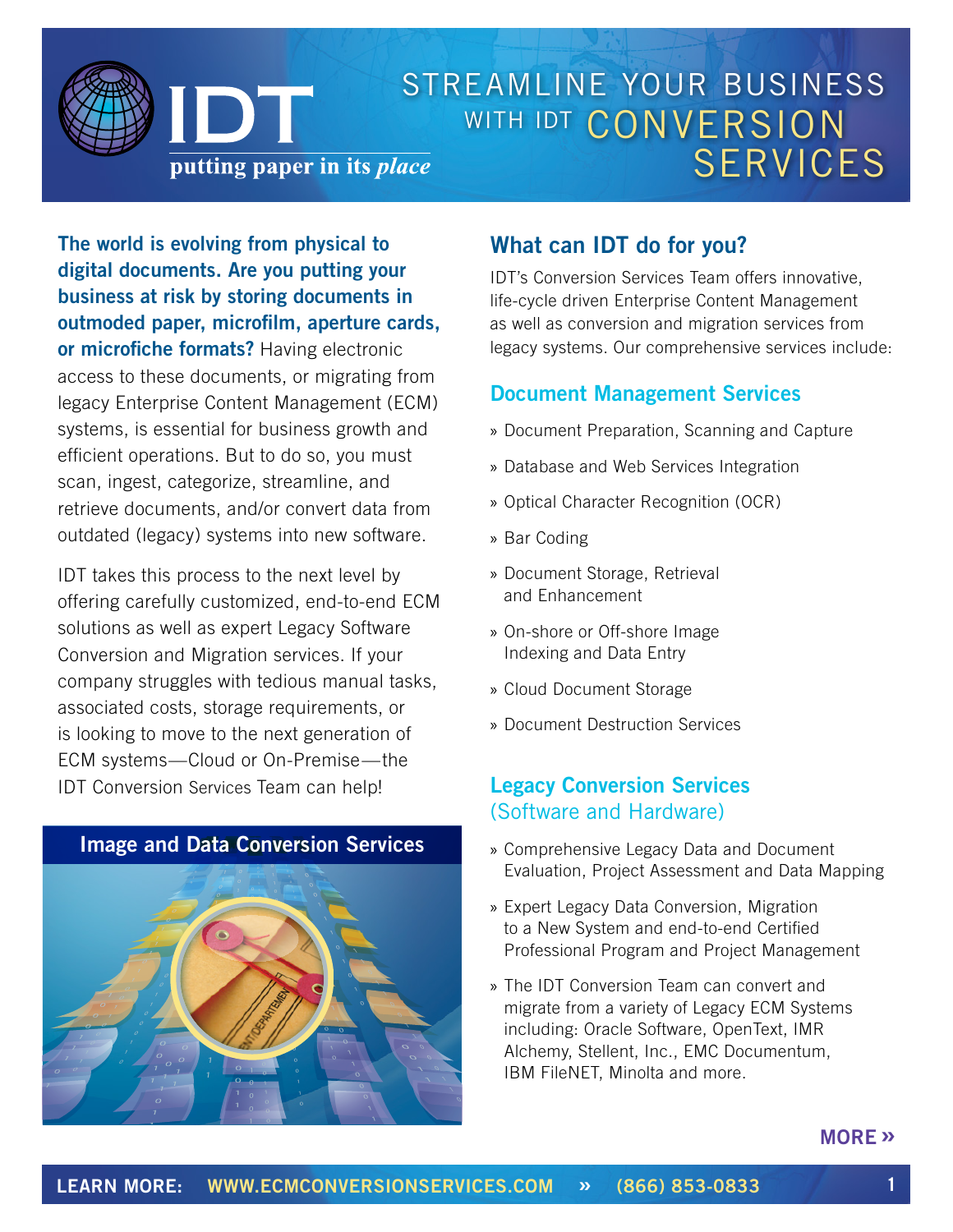# IDT

putting paper in its *place*

# STREAMLINE YOUR BUSINESS WITH IDT CONVERSION SERVICES

**The world is evolving from physical to digital documents. Are you putting your business at risk by storing documents in outmoded paper, microfilm, aperture cards, or microfiche formats?** Having electronic access to these documents, or migrating from legacy Enterprise Content Management (ECM) systems, is essential for business growth and efficient operations. But to do so, you must scan, ingest, categorize, streamline, and retrieve documents, and/or convert data from outdated (legacy) systems into new software.

IDT takes this process to the next level by offering carefully customized, end-to-end ECM solutions as well as expert Legacy Software Conversion and Migration services. If your company struggles with tedious manual tasks, associated costs, storage requirements, or is looking to move to the next generation of ECM systems—Cloud or On-Premise—the IDT Conversion Services Team can help!

**Image and Data Conversion Services**

## What can IDT do for you?

IDT's Conversion Services Team offers innovative, life-cycle driven Enterprise Content Management as well as conversion and migration services from legacy systems. Our comprehensive services include:

### Document Management Services

- Document Preparation, Scanning and Capture
- Database and Web Services Integration
- Optical Character Recognition (OCR)
- Bar Coding
- Document Storage, Retrieval and Enhancement
- On-shore or Off-shore Image Indexing and Data Entry
- Cloud Document Storage
- Document Destruction Services

### Legacy Conversion Services (Software and Hardware)

- Comprehensive Legacy Data and Document Evaluation, Project Assessment and Data Mapping
- Expert Legacy Data Conversion, Migration to a New System and end-to-end Certified Professional Program and Project Management
- The IDT Conversion Team can convert and migrate from a variety of Legacy ECM Systems including: Oracle Software, OpenText, IMR Alchemy, Stellent, Inc., EMC Documentum, IBM FileNET, Minolta and more.

**MORE »**

**LEARN MORE: WWW.ECMCONVERSIONSERVICES.COM » (866) 853-0833**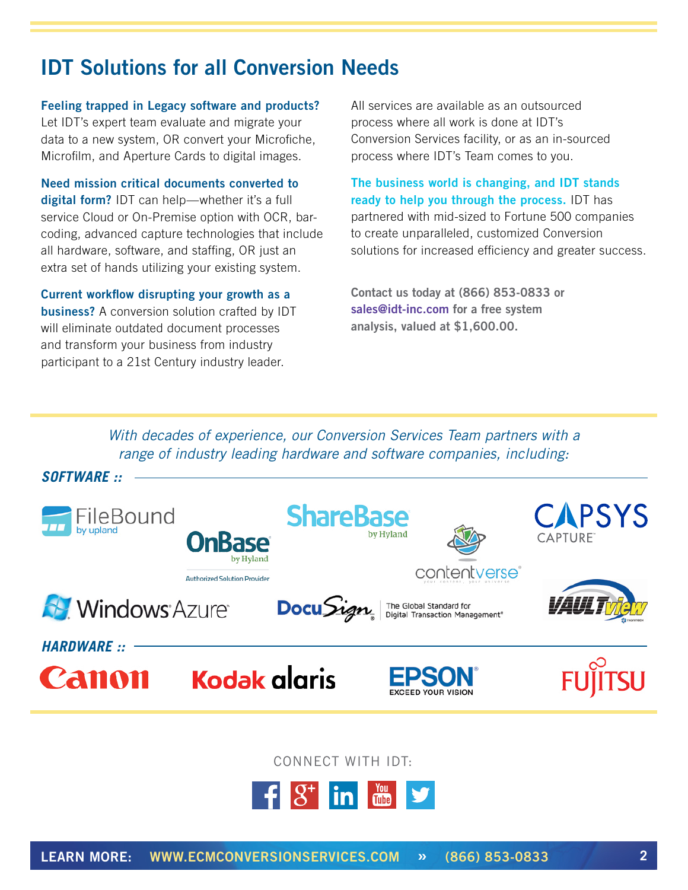## IDT Solutions for all Conversion Needs

**Feeling trapped in Legacy software and products?** Let IDT's expert team evaluate and migrate your data to a new system, OR convert your Microfiche, Microfilm, and Aperture Cards to digital images.

**Need mission critical documents converted to digital form?** IDT can help—whether it's a full service Cloud or On-Premise option with OCR, bar-coding, advanced capture technologies that include all hardware, software, and staffing, OR just an extra set of hands utilizing your existing system.

**Current workflow disrupting your growth as a business?** A conversion solution crafted by IDT will eliminate outdated document processes and transform your business from industry participant to a 21st Century industry leader.

All services are available as an outsourced process where all work is done at IDT's Conversion Services facility, or as an in-sourced process where IDT's Team comes to you.

**The business world is changing, and IDT stands ready to help you through the process.** IDT has partnered with mid-sized to Fortune 500 companies to create unparalleled, customized Conversion solutions for increased efficiency and greater success.

**Contact us today at (866) 853-0833 or sales@idt-inc.com for a free system analysis, valued at $1,600.00.**

*With decades of experience, our Conversion Services Team partners with a range of industry leading hardware and software companies, including:*

***SOFTWARE ::***

FileBound by upland

OnBase by Hyland — Authorized Solution Provider

ShareBase by Hyland

contentverse

CAPSYS CAPTURE

Windows Azure

DocuSign — The Global Standard for Digital Transaction Management

VAULTview

***HARDWARE ::***

Canon

Kodak alaris

EPSON — EXCEED YOUR VISION

FUJITSU

CONNECT WITH IDT:

**LEARN MORE: WWW.ECMCONVERSIONSERVICES.COM » (866) 853-0833**